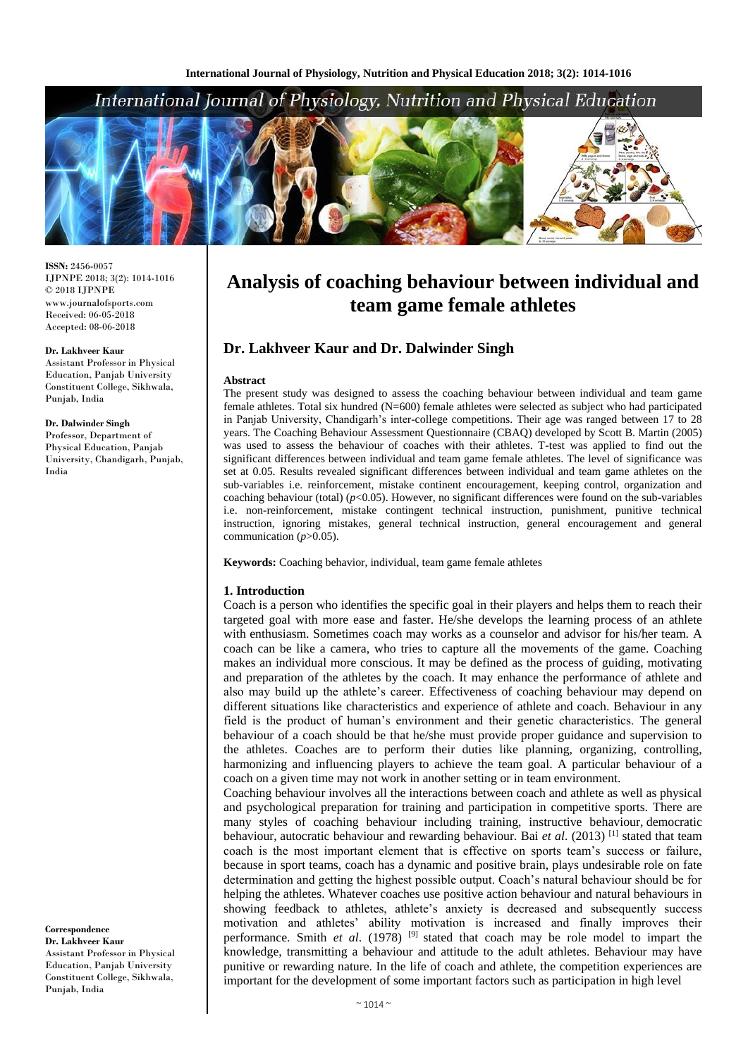ISSN: 2456-0057
IJPNPE 2018; 3(2): 1014-1016
© 2018 IJPNPE
www.journalofsports.com
Received: 06-05-2018
Accepted: 08-06-2018

**Dr. Lakhveer Kaur**
Assistant Professor in Physical Education, Panjab University Constituent College, Sikhwala, Punjab, India

**Dr. Dalwinder Singh**
Professor, Department of Physical Education, Panjab University, Chandigarh, Punjab, India

**Correspondence**
**Dr. Lakhveer Kaur**
Assistant Professor in Physical Education, Panjab University Constituent College, Sikhwala, Punjab, India

# Analysis of coaching behaviour between individual and team game female athletes

## Dr. Lakhveer Kaur and Dr. Dalwinder Singh

### Abstract

The present study was designed to assess the coaching behaviour between individual and team game female athletes. Total six hundred (N=600) female athletes were selected as subject who had participated in Panjab University, Chandigarh's inter-college competitions. Their age was ranged between 17 to 28 years. The Coaching Behaviour Assessment Questionnaire (CBAQ) developed by Scott B. Martin (2005) was used to assess the behaviour of coaches with their athletes. T-test was applied to find out the significant differences between individual and team game female athletes. The level of significance was set at 0.05. Results revealed significant differences between individual and team game athletes on the sub-variables i.e. reinforcement, mistake continent encouragement, keeping control, organization and coaching behaviour (total) ($p<0.05$). However, no significant differences were found on the sub-variables i.e. non-reinforcement, mistake contingent technical instruction, punishment, punitive technical instruction, ignoring mistakes, general technical instruction, general encouragement and general communication ($p>0.05$).

**Keywords:** Coaching behavior, individual, team game female athletes

### 1. Introduction

Coach is a person who identifies the specific goal in their players and helps them to reach their targeted goal with more ease and faster. He/she develops the learning process of an athlete with enthusiasm. Sometimes coach may works as a counselor and advisor for his/her team. A coach can be like a camera, who tries to capture all the movements of the game. Coaching makes an individual more conscious. It may be defined as the process of guiding, motivating and preparation of the athletes by the coach. It may enhance the performance of athlete and also may build up the athlete's career. Effectiveness of coaching behaviour may depend on different situations like characteristics and experience of athlete and coach. Behaviour in any field is the product of human's environment and their genetic characteristics. The general behaviour of a coach should be that he/she must provide proper guidance and supervision to the athletes. Coaches are to perform their duties like planning, organizing, controlling, harmonizing and influencing players to achieve the team goal. A particular behaviour of a coach on a given time may not work in another setting or in team environment.

Coaching behaviour involves all the interactions between coach and athlete as well as physical and psychological preparation for training and participation in competitive sports. There are many styles of coaching behaviour including training, instructive behaviour, democratic behaviour, autocratic behaviour and rewarding behaviour. Bai *et al*. (2013) [1] stated that team coach is the most important element that is effective on sports team's success or failure, because in sport teams, coach has a dynamic and positive brain, plays undesirable role on fate determination and getting the highest possible output. Coach's natural behaviour should be for helping the athletes. Whatever coaches use positive action behaviour and natural behaviours in showing feedback to athletes, athlete's anxiety is decreased and subsequently success motivation and athletes' ability motivation is increased and finally improves their performance. Smith *et al*. (1978) [9] stated that coach may be role model to impart the knowledge, transmitting a behaviour and attitude to the adult athletes. Behaviour may have punitive or rewarding nature. In the life of coach and athlete, the competition experiences are important for the development of some important factors such as participation in high level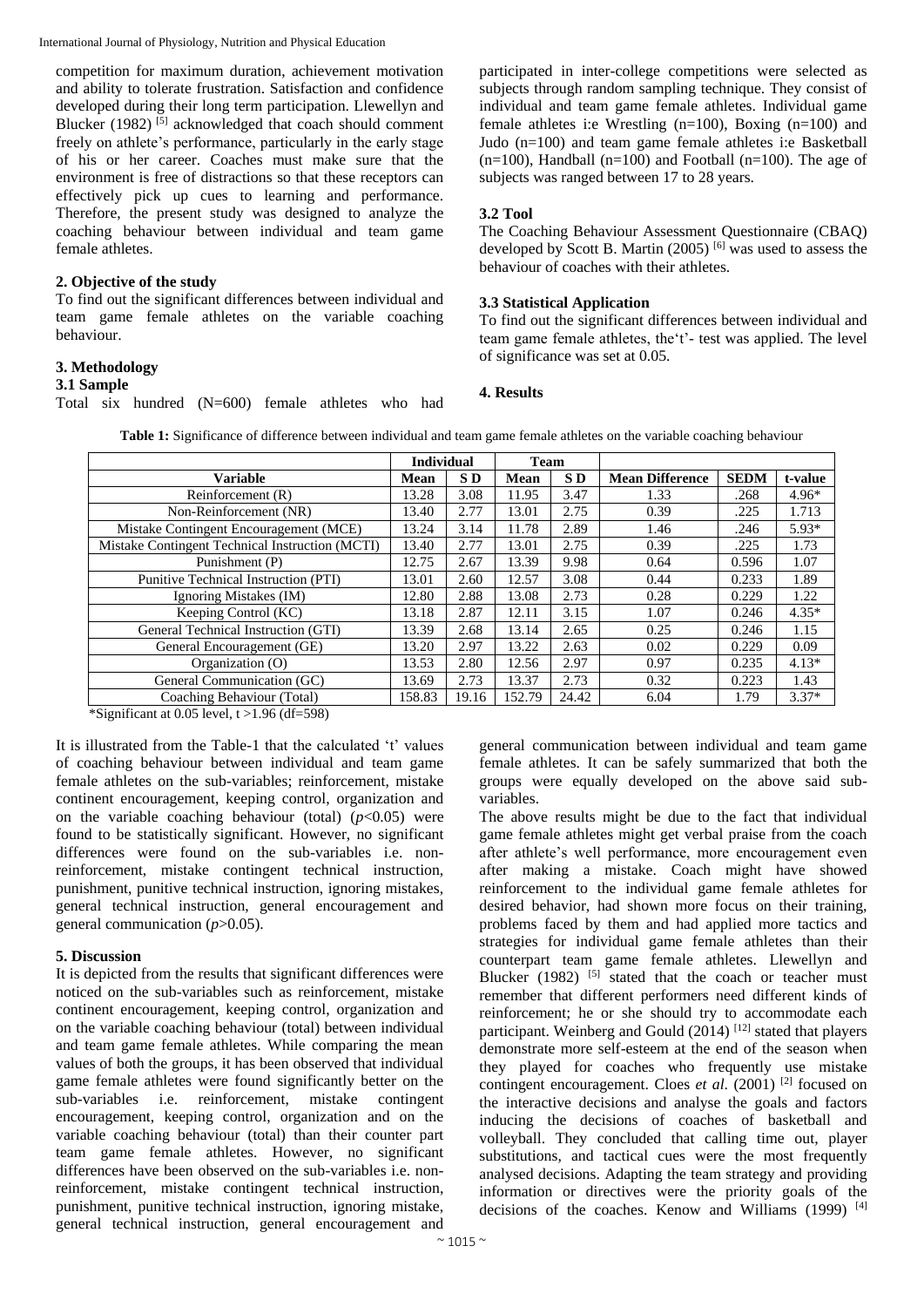competition for maximum duration, achievement motivation and ability to tolerate frustration. Satisfaction and confidence developed during their long term participation. Llewellyn and Blucker (1982) [5] acknowledged that coach should comment freely on athlete's performance, particularly in the early stage of his or her career. Coaches must make sure that the environment is free of distractions so that these receptors can effectively pick up cues to learning and performance. Therefore, the present study was designed to analyze the coaching behaviour between individual and team game female athletes.

### 2. Objective of the study

To find out the significant differences between individual and team game female athletes on the variable coaching behaviour.

### 3. Methodology

#### 3.1 Sample

Total six hundred (N=600) female athletes who had participated in inter-college competitions were selected as subjects through random sampling technique. They consist of individual and team game female athletes. Individual game female athletes i:e Wrestling (n=100), Boxing (n=100) and Judo (n=100) and team game female athletes i:e Basketball (n=100), Handball (n=100) and Football (n=100). The age of subjects was ranged between 17 to 28 years.

#### 3.2 Tool

The Coaching Behaviour Assessment Questionnaire (CBAQ) developed by Scott B. Martin (2005) [6] was used to assess the behaviour of coaches with their athletes.

#### 3.3 Statistical Application

To find out the significant differences between individual and team game female athletes, the't'- test was applied. The level of significance was set at 0.05.

### 4. Results

**Table 1:** Significance of difference between individual and team game female athletes on the variable coaching behaviour

| | Individual | | Team | | | | |
|---|---|---|---|---|---|---|---|
| **Variable** | **Mean** | **S D** | **Mean** | **S D** | **Mean Difference** | **SEDM** | **t-value** |
| Reinforcement (R) | 13.28 | 3.08 | 11.95 | 3.47 | 1.33 | .268 | 4.96* |
| Non-Reinforcement (NR) | 13.40 | 2.77 | 13.01 | 2.75 | 0.39 | .225 | 1.713 |
| Mistake Contingent Encouragement (MCE) | 13.24 | 3.14 | 11.78 | 2.89 | 1.46 | .246 | 5.93* |
| Mistake Contingent Technical Instruction (MCTI) | 13.40 | 2.77 | 13.01 | 2.75 | 0.39 | .225 | 1.73 |
| Punishment (P) | 12.75 | 2.67 | 13.39 | 9.98 | 0.64 | 0.596 | 1.07 |
| Punitive Technical Instruction (PTI) | 13.01 | 2.60 | 12.57 | 3.08 | 0.44 | 0.233 | 1.89 |
| Ignoring Mistakes (IM) | 12.80 | 2.88 | 13.08 | 2.73 | 0.28 | 0.229 | 1.22 |
| Keeping Control (KC) | 13.18 | 2.87 | 12.11 | 3.15 | 1.07 | 0.246 | 4.35* |
| General Technical Instruction (GTI) | 13.39 | 2.68 | 13.14 | 2.65 | 0.25 | 0.246 | 1.15 |
| General Encouragement (GE) | 13.20 | 2.97 | 13.22 | 2.63 | 0.02 | 0.229 | 0.09 |
| Organization (O) | 13.53 | 2.80 | 12.56 | 2.97 | 0.97 | 0.235 | 4.13* |
| General Communication (GC) | 13.69 | 2.73 | 13.37 | 2.73 | 0.32 | 0.223 | 1.43 |
| Coaching Behaviour (Total) | 158.83 | 19.16 | 152.79 | 24.42 | 6.04 | 1.79 | 3.37* |

*Significant at 0.05 level, t >1.96 (df=598)

It is illustrated from the Table-1 that the calculated 't' values of coaching behaviour between individual and team game female athletes on the sub-variables; reinforcement, mistake continent encouragement, keeping control, organization and on the variable coaching behaviour (total) ($p<0.05$) were found to be statistically significant. However, no significant differences were found on the sub-variables i.e. non-reinforcement, mistake contingent technical instruction, punishment, punitive technical instruction, ignoring mistakes, general technical instruction, general encouragement and general communication ($p>0.05$).

### 5. Discussion

It is depicted from the results that significant differences were noticed on the sub-variables such as reinforcement, mistake continent encouragement, keeping control, organization and on the variable coaching behaviour (total) between individual and team game female athletes. While comparing the mean values of both the groups, it has been observed that individual game female athletes were found significantly better on the sub-variables i.e. reinforcement, mistake contingent encouragement, keeping control, organization and on the variable coaching behaviour (total) than their counter part team game female athletes. However, no significant differences have been observed on the sub-variables i.e. non-reinforcement, mistake contingent technical instruction, punishment, punitive technical instruction, ignoring mistake, general technical instruction, general encouragement and general communication between individual and team game female athletes. It can be safely summarized that both the groups were equally developed on the above said sub-variables.

The above results might be due to the fact that individual game female athletes might get verbal praise from the coach after athlete's well performance, more encouragement even after making a mistake. Coach might have showed reinforcement to the individual game female athletes for desired behavior, had shown more focus on their training, problems faced by them and had applied more tactics and strategies for individual game female athletes than their counterpart team game female athletes. Llewellyn and Blucker (1982) [5] stated that the coach or teacher must remember that different performers need different kinds of reinforcement; he or she should try to accommodate each participant. Weinberg and Gould (2014) [12] stated that players demonstrate more self-esteem at the end of the season when they played for coaches who frequently use mistake contingent encouragement. Cloes *et al.* (2001) [2] focused on the interactive decisions and analyse the goals and factors inducing the decisions of coaches of basketball and volleyball. They concluded that calling time out, player substitutions, and tactical cues were the most frequently analysed decisions. Adapting the team strategy and providing information or directives were the priority goals of the decisions of the coaches. Kenow and Williams (1999) [4]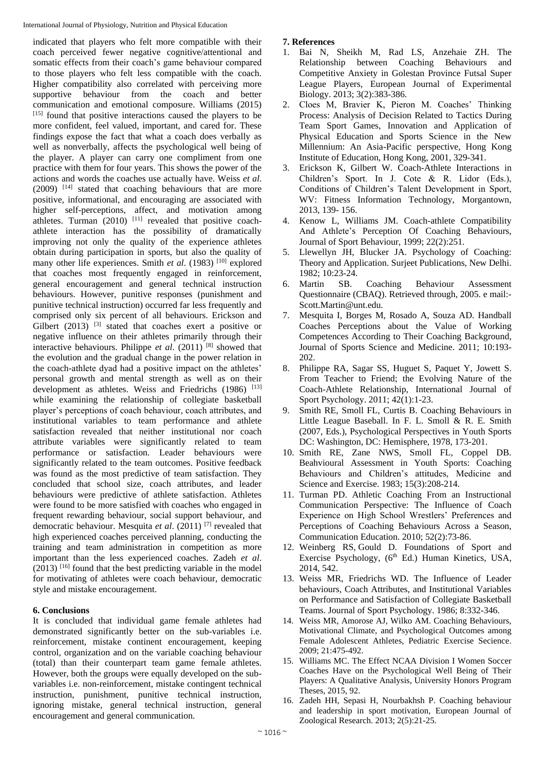indicated that players who felt more compatible with their coach perceived fewer negative cognitive/attentional and somatic effects from their coach's game behaviour compared to those players who felt less compatible with the coach. Higher compatibility also correlated with perceiving more supportive behaviour from the coach and better communication and emotional composure. Williams (2015) [15] found that positive interactions caused the players to be more confident, feel valued, important, and cared for. These findings expose the fact that what a coach does verbally as well as nonverbally, affects the psychological well being of the player. A player can carry one compliment from one practice with them for four years. This shows the power of the actions and words the coaches use actually have. Weiss *et al*. (2009) [14] stated that coaching behaviours that are more positive, informational, and encouraging are associated with higher self-perceptions, affect, and motivation among athletes. Turman (2010) [11] revealed that positive coach-athlete interaction has the possibility of dramatically improving not only the quality of the experience athletes obtain during participation in sports, but also the quality of many other life experiences. Smith *et al*. (1983) [10] explored that coaches most frequently engaged in reinforcement, general encouragement and general technical instruction behaviours. However, punitive responses (punishment and punitive technical instruction) occurred far less frequently and comprised only six percent of all behaviours. Erickson and Gilbert (2013) [3] stated that coaches exert a positive or negative influence on their athletes primarily through their interactive behaviours. Philippe *et al*. (2011) [8] showed that the evolution and the gradual change in the power relation in the coach-athlete dyad had a positive impact on the athletes' personal growth and mental strength as well as on their development as athletes. Weiss and Friedrichs (1986) [13] while examining the relationship of collegiate basketball player's perceptions of coach behaviour, coach attributes, and institutional variables to team performance and athlete satisfaction revealed that neither institutional nor coach attribute variables were significantly related to team performance or satisfaction. Leader behaviours were significantly related to the team outcomes. Positive feedback was found as the most predictive of team satisfaction. They concluded that school size, coach attributes, and leader behaviours were predictive of athlete satisfaction. Athletes were found to be more satisfied with coaches who engaged in frequent rewarding behaviour, social support behaviour, and democratic behaviour. Mesquita *et al*. (2011) [7] revealed that high experienced coaches perceived planning, conducting the training and team administration in competition as more important than the less experienced coaches. Zadeh *et al*. (2013) [16] found that the best predicting variable in the model for motivating of athletes were coach behaviour, democratic style and mistake encouragement.

## 6. Conclusions

It is concluded that individual game female athletes had demonstrated significantly better on the sub-variables i.e. reinforcement, mistake continent encouragement, keeping control, organization and on the variable coaching behaviour (total) than their counterpart team game female athletes. However, both the groups were equally developed on the sub-variables i.e. non-reinforcement, mistake contingent technical instruction, punishment, punitive technical instruction, ignoring mistake, general technical instruction, general encouragement and general communication.

## 7. References

1. Bai N, Sheikh M, Rad LS, Anzehaie ZH. The Relationship between Coaching Behaviours and Competitive Anxiety in Golestan Province Futsal Super League Players, European Journal of Experimental Biology. 2013; 3(2):383-386.
2. Cloes M, Bravier K, Pieron M. Coaches' Thinking Process: Analysis of Decision Related to Tactics During Team Sport Games, Innovation and Application of Physical Education and Sports Science in the New Millennium: An Asia-Pacific perspective, Hong Kong Institute of Education, Hong Kong, 2001, 329-341.
3. Erickson K, Gilbert W. Coach-Athlete Interactions in Children's Sport. In J. Cote & R. Lidor (Eds.), Conditions of Children's Talent Development in Sport, WV: Fitness Information Technology, Morgantown, 2013, 139- 156.
4. Kenow L, Williams JM. Coach-athlete Compatibility And Athlete's Perception Of Coaching Behaviours, Journal of Sport Behaviour, 1999; 22(2):251.
5. Llewellyn JH, Blucker JA. Psychology of Coaching: Theory and Application. Surjeet Publications, New Delhi. 1982; 10:23-24.
6. Martin SB. Coaching Behaviour Assessment Questionnaire (CBAQ). Retrieved through, 2005. e mail:- Scott.Martin@unt.edu.
7. Mesquita I, Borges M, Rosado A, Souza AD. Handball Coaches Perceptions about the Value of Working Competences According to Their Coaching Background, Journal of Sports Science and Medicine. 2011; 10:193-202.
8. Philippe RA, Sagar SS, Huguet S, Paquet Y, Jowett S. From Teacher to Friend; the Evolving Nature of the Coach-Athlete Relationship, International Journal of Sport Psychology. 2011; 42(1):1-23.
9. Smith RE, Smoll FL, Curtis B. Coaching Behaviours in Little League Baseball. In F. L. Smoll & R. E. Smith (2007, Eds.), Psychological Perspectives in Youth Sports DC: Washington, DC: Hemisphere, 1978, 173-201.
10. Smith RE, Zane NWS, Smoll FL, Coppel DB. Beahvioural Assessment in Youth Sports: Coaching Behaviours and Children's attitudes, Medicine and Science and Exercise. 1983; 15(3):208-214.
11. Turman PD. Athletic Coaching From an Instructional Communication Perspective: The Influence of Coach Experience on High School Wrestlers' Preferences and Perceptions of Coaching Behaviours Across a Season, Communication Education. 2010; 52(2):73-86.
12. Weinberg RS, Gould D. Foundations of Sport and Exercise Psychology, (6th Ed.) Human Kinetics, USA, 2014, 542.
13. Weiss MR, Friedrichs WD. The Influence of Leader behaviours, Coach Attributes, and Institutional Variables on Performance and Satisfaction of Collegiate Basketball Teams. Journal of Sport Psychology. 1986; 8:332-346.
14. Weiss MR, Amorose AJ, Wilko AM. Coaching Behaviours, Motivational Climate, and Psychological Outcomes among Female Adolescent Athletes, Pediatric Exercise Secience. 2009; 21:475-492.
15. Williams MC. The Effect NCAA Division I Women Soccer Coaches Have on the Psychological Well Being of Their Players: A Qualitative Analysis, University Honors Program Theses, 2015, 92.
16. Zadeh HH, Sepasi H, Nourbakhsh P. Coaching behaviour and leadership in sport motivation, European Journal of Zoological Research. 2013; 2(5):21-25.